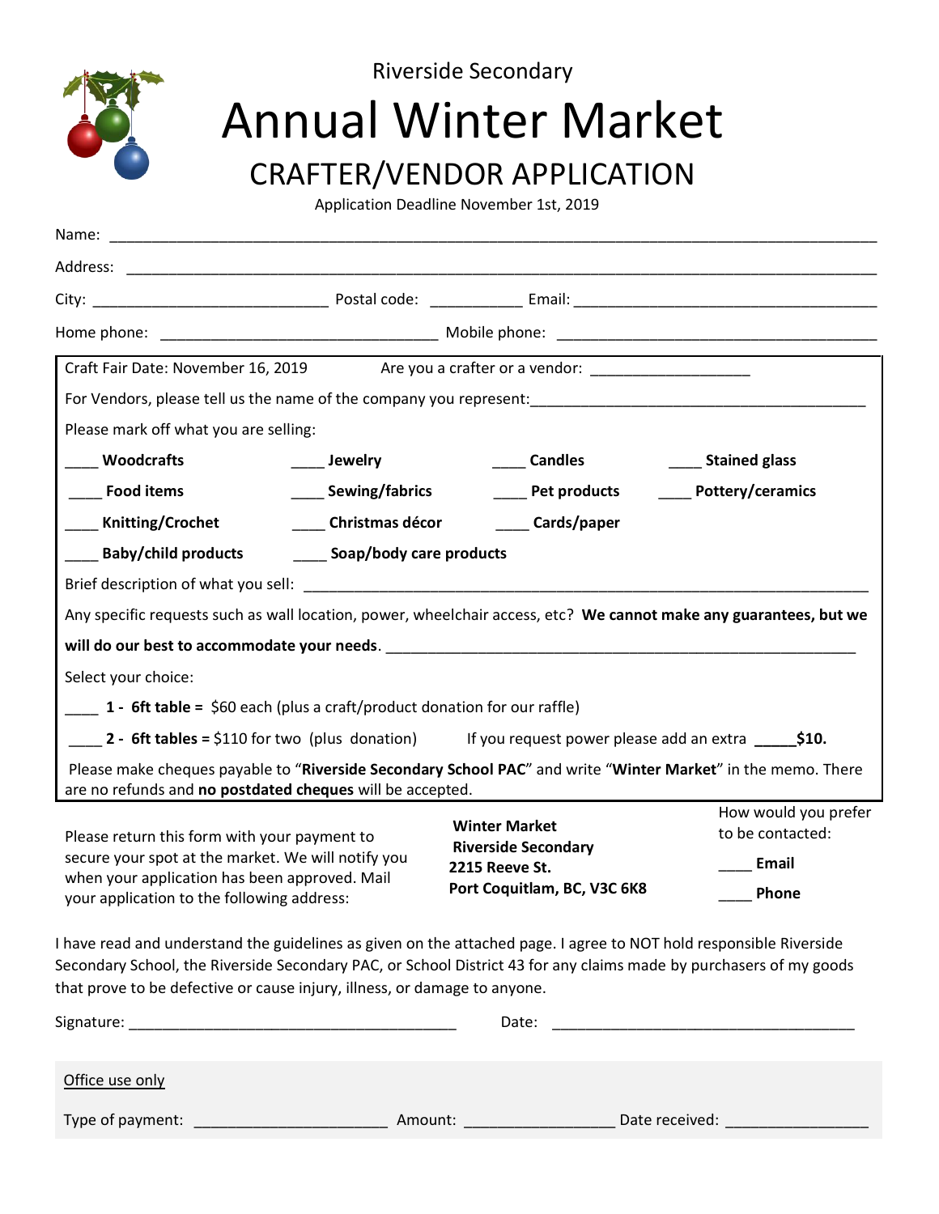Riverside Secondary

# Annual Winter Market

## CRAFTER/VENDOR APPLICATION

Application Deadline November 1st, 2019

Name: ______________________________________________________________________________

Address: ____________________________________________________________________________

City: ___________________________ Postal code: ___________ Email: ___________________________________

Home phone: ________________________________ Mobile phone: _____________________________________

Craft Fair Date: November 16, 2019 Are you a crafter or a vendor: __________________

For Vendors, please tell us the name of the company you represent:________________________________________

Please mark off what you are selling:

| | | | |
|---|---|---|---|
| ____ **Woodcrafts** | ____ **Jewelry** | ____ **Candles** | ____ **Stained glass** |
| ____ **Food items** | ____ **Sewing/fabrics** | ____ **Pet products** | ____ **Pottery/ceramics** |
| ____ **Knitting/Crochet** | ____ **Christmas décor** | ____ **Cards/paper** | |
| ____ **Baby/child products** | ____ **Soap/body care products** | | |

Brief description of what you sell: _____________________________________________________________________

Any specific requests such as wall location, power, wheelchair access, etc? **We cannot make any guarantees, but we will do our best to accommodate your needs**. _______________________________________________________

Select your choice:

____ **1 - 6ft table =** $60 each (plus a craft/product donation for our raffle)

____ **2 - 6ft tables =** $110 for two (plus donation) If you request power please add an extra **_____$10.**

Please make cheques payable to "**Riverside Secondary School PAC**" and write "**Winter Market**" in the memo. There are no refunds and **no postdated cheques** will be accepted.

Please return this form with your payment to secure your spot at the market. We will notify you when your application has been approved. Mail your application to the following address:

**Winter Market**
**Riverside Secondary**
**2215 Reeve St.**
**Port Coquitlam, BC, V3C 6K8**

How would you prefer to be contacted:

____ **Email**

____ **Phone**

I have read and understand the guidelines as given on the attached page. I agree to NOT hold responsible Riverside Secondary School, the Riverside Secondary PAC, or School District 43 for any claims made by purchasers of my goods that prove to be defective or cause injury, illness, or damage to anyone.

Signature: _______________________________________ Date: ____________________________________

Office use only

Type of payment: ______________________ Amount: _________________ Date received: _________________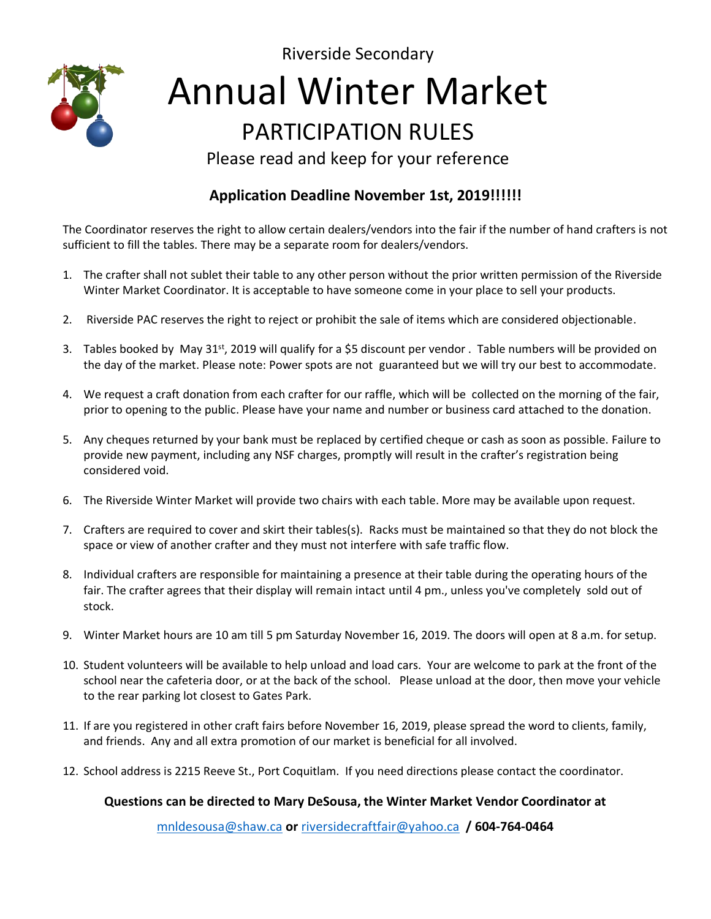Riverside Secondary

# Annual Winter Market

## PARTICIPATION RULES

Please read and keep for your reference

**Application Deadline November 1st, 2019!!!!!!**

The Coordinator reserves the right to allow certain dealers/vendors into the fair if the number of hand crafters is not sufficient to fill the tables. There may be a separate room for dealers/vendors.

1. The crafter shall not sublet their table to any other person without the prior written permission of the Riverside Winter Market Coordinator. It is acceptable to have someone come in your place to sell your products.
2. Riverside PAC reserves the right to reject or prohibit the sale of items which are considered objectionable.
3. Tables booked by May 31st, 2019 will qualify for a $5 discount per vendor . Table numbers will be provided on the day of the market. Please note: Power spots are not guaranteed but we will try our best to accommodate.
4. We request a craft donation from each crafter for our raffle, which will be collected on the morning of the fair, prior to opening to the public. Please have your name and number or business card attached to the donation.
5. Any cheques returned by your bank must be replaced by certified cheque or cash as soon as possible. Failure to provide new payment, including any NSF charges, promptly will result in the crafter's registration being considered void.
6. The Riverside Winter Market will provide two chairs with each table. More may be available upon request.
7. Crafters are required to cover and skirt their tables(s). Racks must be maintained so that they do not block the space or view of another crafter and they must not interfere with safe traffic flow.
8. Individual crafters are responsible for maintaining a presence at their table during the operating hours of the fair. The crafter agrees that their display will remain intact until 4 pm., unless you've completely sold out of stock.
9. Winter Market hours are 10 am till 5 pm Saturday November 16, 2019. The doors will open at 8 a.m. for setup.
10. Student volunteers will be available to help unload and load cars. Your are welcome to park at the front of the school near the cafeteria door, or at the back of the school. Please unload at the door, then move your vehicle to the rear parking lot closest to Gates Park.
11. If are you registered in other craft fairs before November 16, 2019, please spread the word to clients, family, and friends. Any and all extra promotion of our market is beneficial for all involved.
12. School address is 2215 Reeve St., Port Coquitlam. If you need directions please contact the coordinator.

**Questions can be directed to Mary DeSousa, the Winter Market Vendor Coordinator at**

mnldesousa@shaw.ca **or** riversidecraftfair@yahoo.ca **/ 604-764-0464**